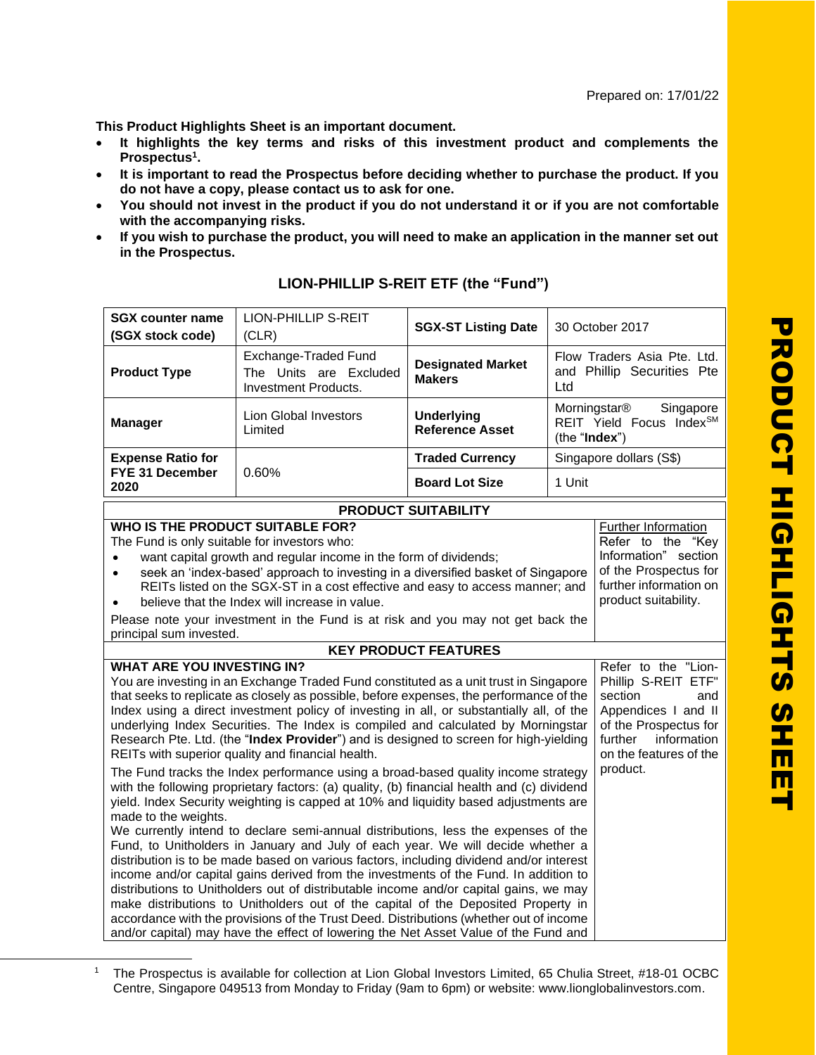Prepared on: 17/01/22

**This Product Highlights Sheet is an important document.**

- **It highlights the key terms and risks of this investment product and complements the Prospectus[1].**
- **It is important to read the Prospectus before deciding whether to purchase the product. If you do not have a copy, please contact us to ask for one.**
- **You should not invest in the product if you do not understand it or if you are not comfortable with the accompanying risks.**
- **If you wish to purchase the product, you will need to make an application in the manner set out in the Prospectus.**

## LION-PHILLIP S-REIT ETF (the "Fund")

| **SGX counter name (SGX stock code)** | LION-PHILLIP S-REIT (CLR) | **SGX-ST Listing Date** | 30 October 2017 |
|---|---|---|---|
| **Product Type** | Exchange-Traded Fund<br>The Units are Excluded Investment Products. | **Designated Market Makers** | Flow Traders Asia Pte. Ltd. and Phillip Securities Pte Ltd |
| **Manager** | Lion Global Investors Limited | **Underlying Reference Asset** | Morningstar® Singapore REIT Yield Focus Index℠ (the "**Index**") |
| **Expense Ratio for FYE 31 December 2020** | 0.60% | **Traded Currency** | Singapore dollars (S$) |
| | | **Board Lot Size** | 1 Unit |

### PRODUCT SUITABILITY

| **WHO IS THE PRODUCT SUITABLE FOR?** | Further Information |
|---|---|
| The Fund is only suitable for investors who:<br>• want capital growth and regular income in the form of dividends;<br>• seek an 'index-based' approach to investing in a diversified basket of Singapore REITs listed on the SGX-ST in a cost effective and easy to access manner; and<br>• believe that the Index will increase in value.<br><br>Please note your investment in the Fund is at risk and you may not get back the principal sum invested. | Refer to the "Key Information" section of the Prospectus for further information on product suitability. |

### KEY PRODUCT FEATURES

| **WHAT ARE YOU INVESTING IN?** | |
|---|---|
| You are investing in an Exchange Traded Fund constituted as a unit trust in Singapore that seeks to replicate as closely as possible, before expenses, the performance of the Index using a direct investment policy of investing in all, or substantially all, of the underlying Index Securities. The Index is compiled and calculated by Morningstar Research Pte. Ltd. (the "**Index Provider**") and is designed to screen for high-yielding REITs with superior quality and financial health.<br><br>The Fund tracks the Index performance using a broad-based quality income strategy with the following proprietary factors: (a) quality, (b) financial health and (c) dividend yield. Index Security weighting is capped at 10% and liquidity based adjustments are made to the weights.<br>We currently intend to declare semi-annual distributions, less the expenses of the Fund, to Unitholders in January and July of each year. We will decide whether a distribution is to be made based on various factors, including dividend and/or interest income and/or capital gains derived from the investments of the Fund. In addition to distributions to Unitholders out of distributable income and/or capital gains, we may make distributions to Unitholders out of the capital of the Deposited Property in accordance with the provisions of the Trust Deed. Distributions (whether out of income and/or capital) may have the effect of lowering the Net Asset Value of the Fund and | Refer to the "Lion-Phillip S-REIT ETF" section and Appendices I and II of the Prospectus for further information on the features of the product. |

[1] The Prospectus is available for collection at Lion Global Investors Limited, 65 Chulia Street, #18-01 OCBC Centre, Singapore 049513 from Monday to Friday (9am to 6pm) or website: www.lionglobalinvestors.com.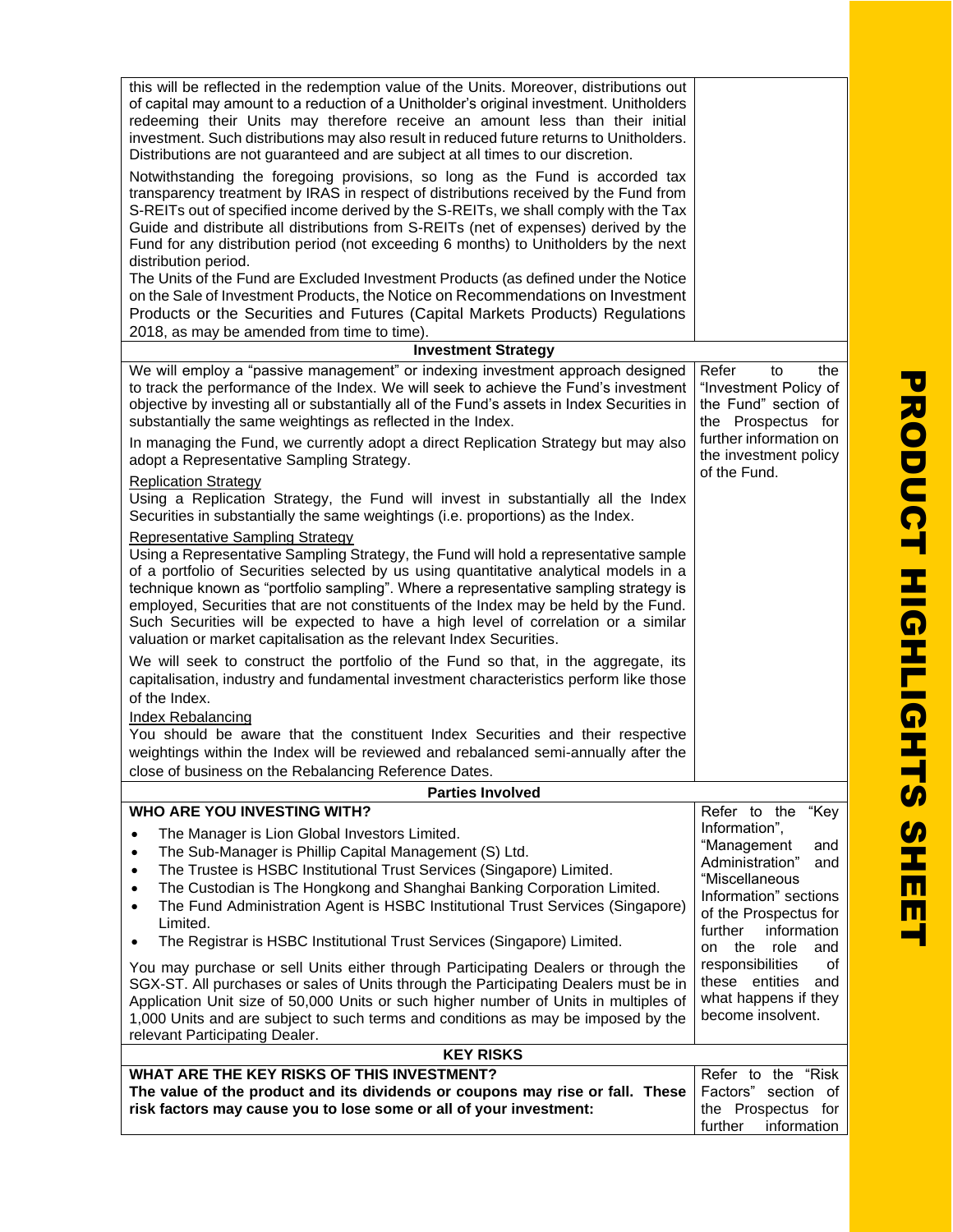| | |
|---|---|
| this will be reflected in the redemption value of the Units. Moreover, distributions out of capital may amount to a reduction of a Unitholder's original investment. Unitholders redeeming their Units may therefore receive an amount less than their initial investment. Such distributions may also result in reduced future returns to Unitholders. Distributions are not guaranteed and are subject at all times to our discretion.<br><br>Notwithstanding the foregoing provisions, so long as the Fund is accorded tax transparency treatment by IRAS in respect of distributions received by the Fund from S-REITs out of specified income derived by the S-REITs, we shall comply with the Tax Guide and distribute all distributions from S-REITs (net of expenses) derived by the Fund for any distribution period (not exceeding 6 months) to Unitholders by the next distribution period.<br>The Units of the Fund are Excluded Investment Products (as defined under the Notice on the Sale of Investment Products, the Notice on Recommendations on Investment Products or the Securities and Futures (Capital Markets Products) Regulations 2018, as may be amended from time to time). | |
| **Investment Strategy** | |
| We will employ a "passive management" or indexing investment approach designed to track the performance of the Index. We will seek to achieve the Fund's investment objective by investing all or substantially all of the Fund's assets in Index Securities in substantially the same weightings as reflected in the Index.<br><br>In managing the Fund, we currently adopt a direct Replication Strategy but may also adopt a Representative Sampling Strategy.<br><br>Replication Strategy<br>Using a Replication Strategy, the Fund will invest in substantially all the Index Securities in substantially the same weightings (i.e. proportions) as the Index.<br><br>Representative Sampling Strategy<br>Using a Representative Sampling Strategy, the Fund will hold a representative sample of a portfolio of Securities selected by us using quantitative analytical models in a technique known as "portfolio sampling". Where a representative sampling strategy is employed, Securities that are not constituents of the Index may be held by the Fund. Such Securities will be expected to have a high level of correlation or a similar valuation or market capitalisation as the relevant Index Securities.<br><br>We will seek to construct the portfolio of the Fund so that, in the aggregate, its capitalisation, industry and fundamental investment characteristics perform like those of the Index.<br><br>Index Rebalancing<br>You should be aware that the constituent Index Securities and their respective weightings within the Index will be reviewed and rebalanced semi-annually after the close of business on the Rebalancing Reference Dates. | Refer to the "Investment Policy of the Fund" section of the Prospectus for further information on the investment policy of the Fund. |
| **Parties Involved** | |
| **WHO ARE YOU INVESTING WITH?**<br>• The Manager is Lion Global Investors Limited.<br>• The Sub-Manager is Phillip Capital Management (S) Ltd.<br>• The Trustee is HSBC Institutional Trust Services (Singapore) Limited.<br>• The Custodian is The Hongkong and Shanghai Banking Corporation Limited.<br>• The Fund Administration Agent is HSBC Institutional Trust Services (Singapore) Limited.<br>• The Registrar is HSBC Institutional Trust Services (Singapore) Limited.<br><br>You may purchase or sell Units either through Participating Dealers or through the SGX-ST. All purchases or sales of Units through the Participating Dealers must be in Application Unit size of 50,000 Units or such higher number of Units in multiples of 1,000 Units and are subject to such terms and conditions as may be imposed by the relevant Participating Dealer. | Refer to the "Key Information", "Management and Administration" and "Miscellaneous Information" sections of the Prospectus for further information on the role and responsibilities of these entities and what happens if they become insolvent. |
| **KEY RISKS** | |
| **WHAT ARE THE KEY RISKS OF THIS INVESTMENT?**<br>**The value of the product and its dividends or coupons may rise or fall. These risk factors may cause you to lose some or all of your investment:** | Refer to the "Risk Factors" section of the Prospectus for further information |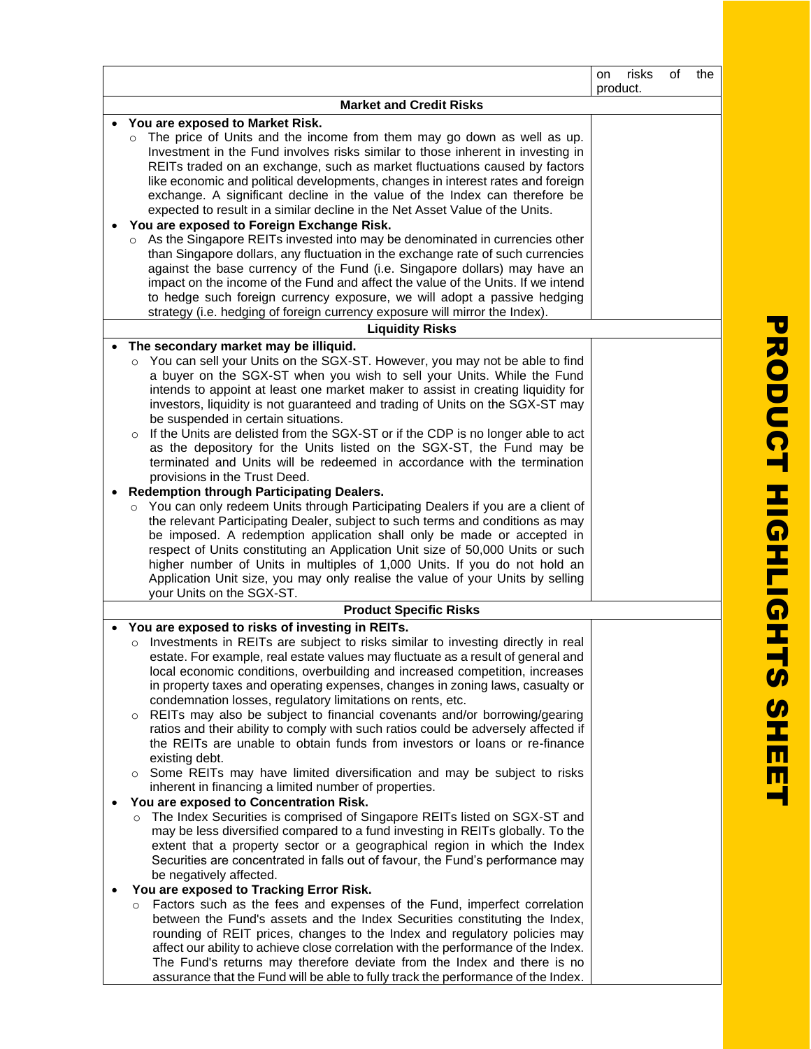| | on risks of the product. |
|---|---|
| **Market and Credit Risks** | |
| • **You are exposed to Market Risk.**<br>  ○ The price of Units and the income from them may go down as well as up. Investment in the Fund involves risks similar to those inherent in investing in REITs traded on an exchange, such as market fluctuations caused by factors like economic and political developments, changes in interest rates and foreign exchange. A significant decline in the value of the Index can therefore be expected to result in a similar decline in the Net Asset Value of the Units.<br>• **You are exposed to Foreign Exchange Risk.**<br>  ○ As the Singapore REITs invested into may be denominated in currencies other than Singapore dollars, any fluctuation in the exchange rate of such currencies against the base currency of the Fund (i.e. Singapore dollars) may have an impact on the income of the Fund and affect the value of the Units. If we intend to hedge such foreign currency exposure, we will adopt a passive hedging strategy (i.e. hedging of foreign currency exposure will mirror the Index). | |
| **Liquidity Risks** | |
| • **The secondary market may be illiquid.**<br>  ○ You can sell your Units on the SGX-ST. However, you may not be able to find a buyer on the SGX-ST when you wish to sell your Units. While the Fund intends to appoint at least one market maker to assist in creating liquidity for investors, liquidity is not guaranteed and trading of Units on the SGX-ST may be suspended in certain situations.<br>  ○ If the Units are delisted from the SGX-ST or if the CDP is no longer able to act as the depository for the Units listed on the SGX-ST, the Fund may be terminated and Units will be redeemed in accordance with the termination provisions in the Trust Deed.<br>• **Redemption through Participating Dealers.**<br>  ○ You can only redeem Units through Participating Dealers if you are a client of the relevant Participating Dealer, subject to such terms and conditions as may be imposed. A redemption application shall only be made or accepted in respect of Units constituting an Application Unit size of 50,000 Units or such higher number of Units in multiples of 1,000 Units. If you do not hold an Application Unit size, you may only realise the value of your Units by selling your Units on the SGX-ST. | |
| **Product Specific Risks** | |
| • **You are exposed to risks of investing in REITs.**<br>  ○ Investments in REITs are subject to risks similar to investing directly in real estate. For example, real estate values may fluctuate as a result of general and local economic conditions, overbuilding and increased competition, increases in property taxes and operating expenses, changes in zoning laws, casualty or condemnation losses, regulatory limitations on rents, etc.<br>  ○ REITs may also be subject to financial covenants and/or borrowing/gearing ratios and their ability to comply with such ratios could be adversely affected if the REITs are unable to obtain funds from investors or loans or re-finance existing debt.<br>  ○ Some REITs may have limited diversification and may be subject to risks inherent in financing a limited number of properties.<br>• **You are exposed to Concentration Risk.**<br>  ○ The Index Securities is comprised of Singapore REITs listed on SGX-ST and may be less diversified compared to a fund investing in REITs globally. To the extent that a property sector or a geographical region in which the Index Securities are concentrated in falls out of favour, the Fund's performance may be negatively affected.<br>• **You are exposed to Tracking Error Risk.**<br>  ○ Factors such as the fees and expenses of the Fund, imperfect correlation between the Fund's assets and the Index Securities constituting the Index, rounding of REIT prices, changes to the Index and regulatory policies may affect our ability to achieve close correlation with the performance of the Index. The Fund's returns may therefore deviate from the Index and there is no assurance that the Fund will be able to fully track the performance of the Index. | |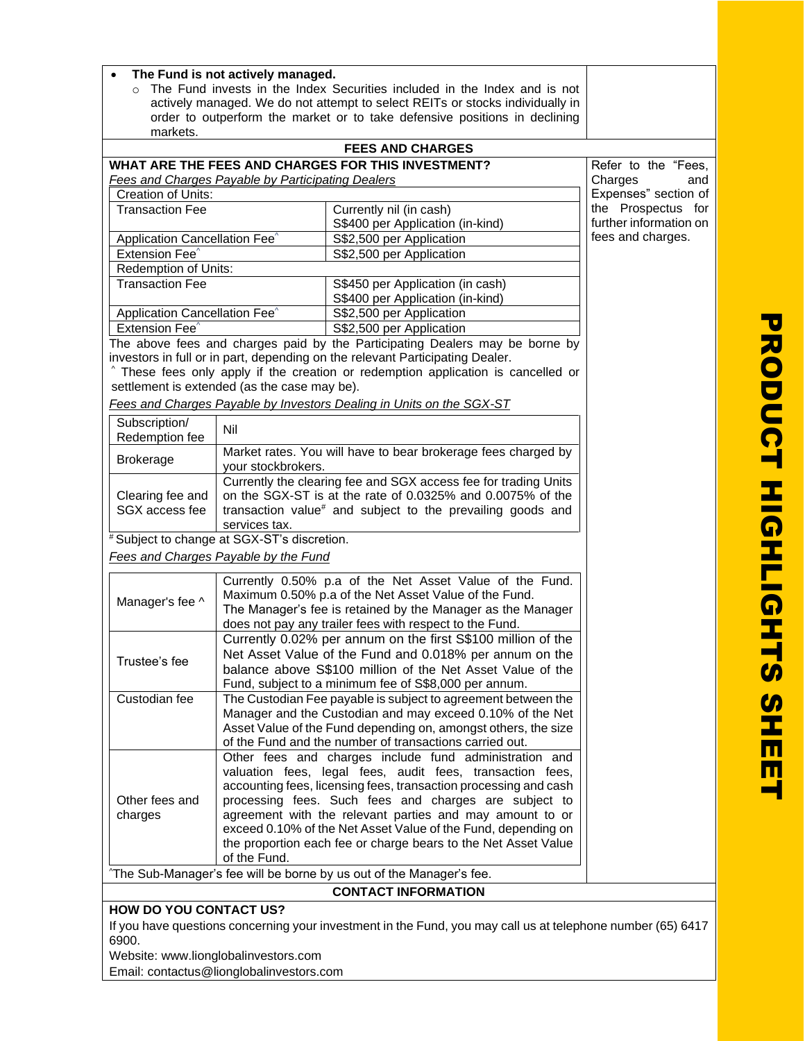- **The Fund is not actively managed.**
  - The Fund invests in the Index Securities included in the Index and is not actively managed. We do not attempt to select REITs or stocks individually in order to outperform the market or to take defensive positions in declining markets.

## FEES AND CHARGES

**WHAT ARE THE FEES AND CHARGES FOR THIS INVESTMENT?**

Refer to the "Fees, Charges and Expenses" section of the Prospectus for further information on fees and charges.

*Fees and Charges Payable by Participating Dealers*

| Creation of Units: | |
|---|---|
| Transaction Fee | Currently nil (in cash)<br>S$400 per Application (in-kind) |
| Application Cancellation Fee^ | S$2,500 per Application |
| Extension Fee^ | S$2,500 per Application |
| **Redemption of Units:** | |
| Transaction Fee | S$450 per Application (in cash)<br>S$400 per Application (in-kind) |
| Application Cancellation Fee^ | S$2,500 per Application |
| Extension Fee^ | S$2,500 per Application |

The above fees and charges paid by the Participating Dealers may be borne by investors in full or in part, depending on the relevant Participating Dealer.

^ These fees only apply if the creation or redemption application is cancelled or settlement is extended (as the case may be).

*Fees and Charges Payable by Investors Dealing in Units on the SGX-ST*

| | |
|---|---|
| Subscription/ Redemption fee | Nil |
| Brokerage | Market rates. You will have to bear brokerage fees charged by your stockbrokers. |
| Clearing fee and SGX access fee | Currently the clearing fee and SGX access fee for trading Units on the SGX-ST is at the rate of 0.0325% and 0.0075% of the transaction value# and subject to the prevailing goods and services tax. |

# Subject to change at SGX-ST's discretion.

*Fees and Charges Payable by the Fund*

| | |
|---|---|
| Manager's fee ^ | Currently 0.50% p.a of the Net Asset Value of the Fund. Maximum 0.50% p.a of the Net Asset Value of the Fund. The Manager's fee is retained by the Manager as the Manager does not pay any trailer fees with respect to the Fund. |
| Trustee's fee | Currently 0.02% per annum on the first S$100 million of the Net Asset Value of the Fund and 0.018% per annum on the balance above S$100 million of the Net Asset Value of the Fund, subject to a minimum fee of S$8,000 per annum. |
| Custodian fee | The Custodian Fee payable is subject to agreement between the Manager and the Custodian and may exceed 0.10% of the Net Asset Value of the Fund depending on, amongst others, the size of the Fund and the number of transactions carried out. |
| Other fees and charges | Other fees and charges include fund administration and valuation fees, legal fees, audit fees, transaction fees, accounting fees, licensing fees, transaction processing and cash processing fees. Such fees and charges are subject to agreement with the relevant parties and may amount to or exceed 0.10% of the Net Asset Value of the Fund, depending on the proportion each fee or charge bears to the Net Asset Value of the Fund. |

^The Sub-Manager's fee will be borne by us out of the Manager's fee.

## CONTACT INFORMATION

**HOW DO YOU CONTACT US?**

If you have questions concerning your investment in the Fund, you may call us at telephone number (65) 6417 6900.

Website: www.lionglobalinvestors.com

Email: contactus@lionglobalinvestors.com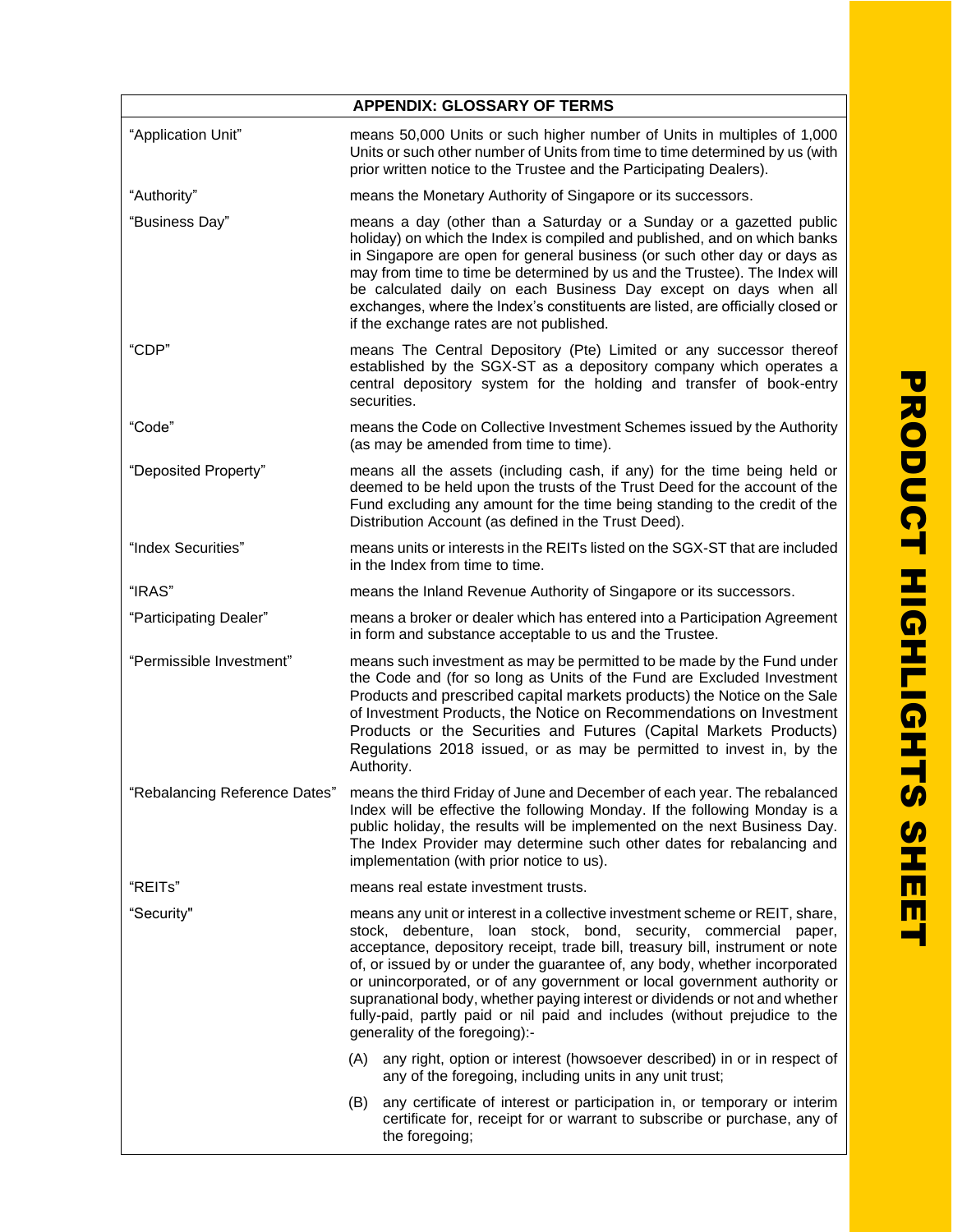| APPENDIX: GLOSSARY OF TERMS | |
|---|---|
| "Application Unit" | means 50,000 Units or such higher number of Units in multiples of 1,000 Units or such other number of Units from time to time determined by us (with prior written notice to the Trustee and the Participating Dealers). |
| "Authority" | means the Monetary Authority of Singapore or its successors. |
| "Business Day" | means a day (other than a Saturday or a Sunday or a gazetted public holiday) on which the Index is compiled and published, and on which banks in Singapore are open for general business (or such other day or days as may from time to time be determined by us and the Trustee). The Index will be calculated daily on each Business Day except on days when all exchanges, where the Index's constituents are listed, are officially closed or if the exchange rates are not published. |
| "CDP" | means The Central Depository (Pte) Limited or any successor thereof established by the SGX-ST as a depository company which operates a central depository system for the holding and transfer of book-entry securities. |
| "Code" | means the Code on Collective Investment Schemes issued by the Authority (as may be amended from time to time). |
| "Deposited Property" | means all the assets (including cash, if any) for the time being held or deemed to be held upon the trusts of the Trust Deed for the account of the Fund excluding any amount for the time being standing to the credit of the Distribution Account (as defined in the Trust Deed). |
| "Index Securities" | means units or interests in the REITs listed on the SGX-ST that are included in the Index from time to time. |
| "IRAS" | means the Inland Revenue Authority of Singapore or its successors. |
| "Participating Dealer" | means a broker or dealer which has entered into a Participation Agreement in form and substance acceptable to us and the Trustee. |
| "Permissible Investment" | means such investment as may be permitted to be made by the Fund under the Code and (for so long as Units of the Fund are Excluded Investment Products and prescribed capital markets products) the Notice on the Sale of Investment Products, the Notice on Recommendations on Investment Products or the Securities and Futures (Capital Markets Products) Regulations 2018 issued, or as may be permitted to invest in, by the Authority. |
| "Rebalancing Reference Dates" | means the third Friday of June and December of each year. The rebalanced Index will be effective the following Monday. If the following Monday is a public holiday, the results will be implemented on the next Business Day. The Index Provider may determine such other dates for rebalancing and implementation (with prior notice to us). |
| "REITs" | means real estate investment trusts. |
| "Security" | means any unit or interest in a collective investment scheme or REIT, share, stock, debenture, loan stock, bond, security, commercial paper, acceptance, depository receipt, trade bill, treasury bill, instrument or note of, or issued by or under the guarantee of, any body, whether incorporated or unincorporated, or of any government or local government authority or supranational body, whether paying interest or dividends or not and whether fully-paid, partly paid or nil paid and includes (without prejudice to the generality of the foregoing):-<br>(A) any right, option or interest (howsoever described) in or in respect of any of the foregoing, including units in any unit trust;<br>(B) any certificate of interest or participation in, or temporary or interim certificate for, receipt for or warrant to subscribe or purchase, any of the foregoing; |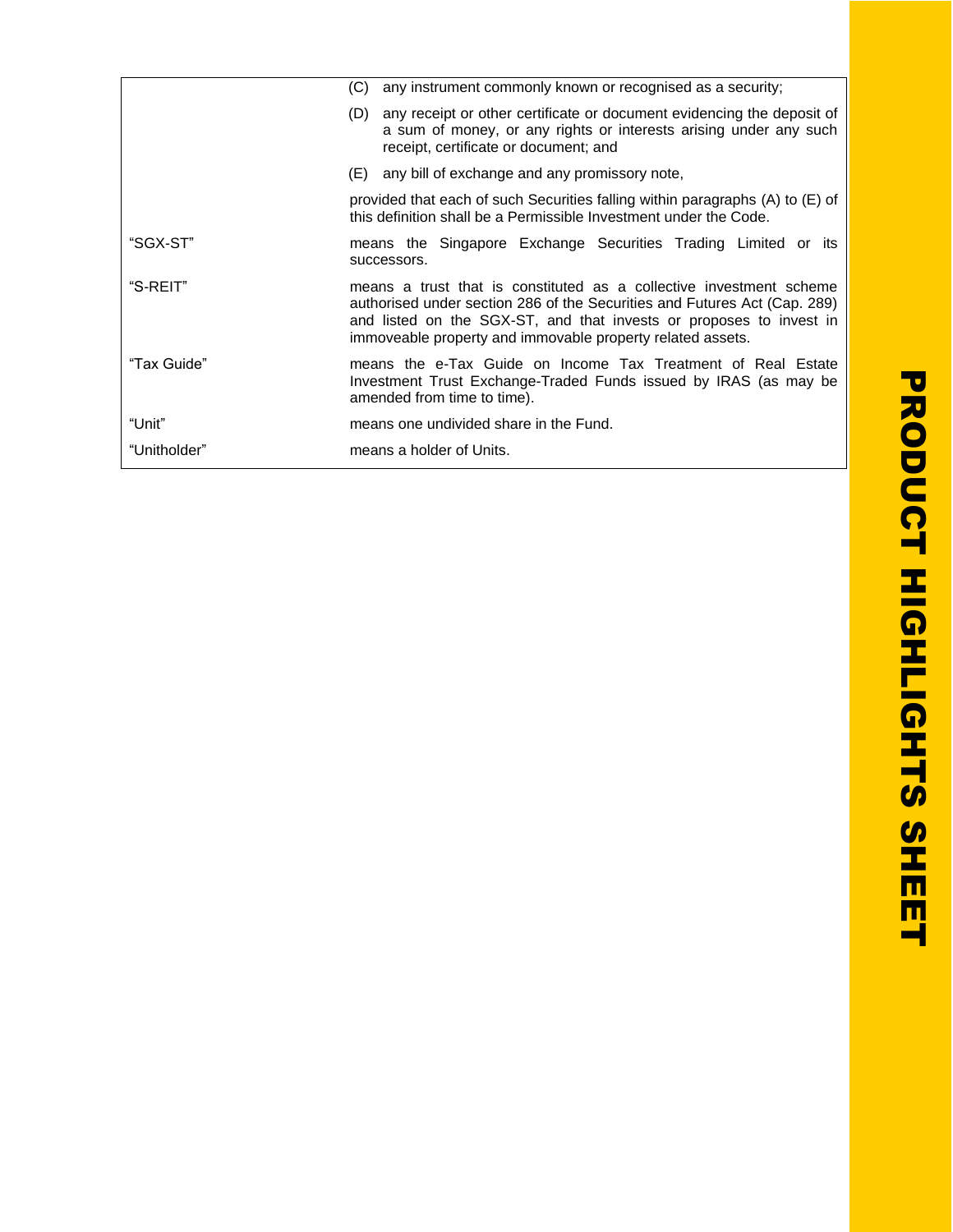| | |
|---|---|
| | (C) any instrument commonly known or recognised as a security; |
| | (D) any receipt or other certificate or document evidencing the deposit of a sum of money, or any rights or interests arising under any such receipt, certificate or document; and |
| | (E) any bill of exchange and any promissory note, |
| | provided that each of such Securities falling within paragraphs (A) to (E) of this definition shall be a Permissible Investment under the Code. |
| "SGX-ST" | means the Singapore Exchange Securities Trading Limited or its successors. |
| "S-REIT" | means a trust that is constituted as a collective investment scheme authorised under section 286 of the Securities and Futures Act (Cap. 289) and listed on the SGX-ST, and that invests or proposes to invest in immoveable property and immovable property related assets. |
| "Tax Guide" | means the e-Tax Guide on Income Tax Treatment of Real Estate Investment Trust Exchange-Traded Funds issued by IRAS (as may be amended from time to time). |
| "Unit" | means one undivided share in the Fund. |
| "Unitholder" | means a holder of Units. |